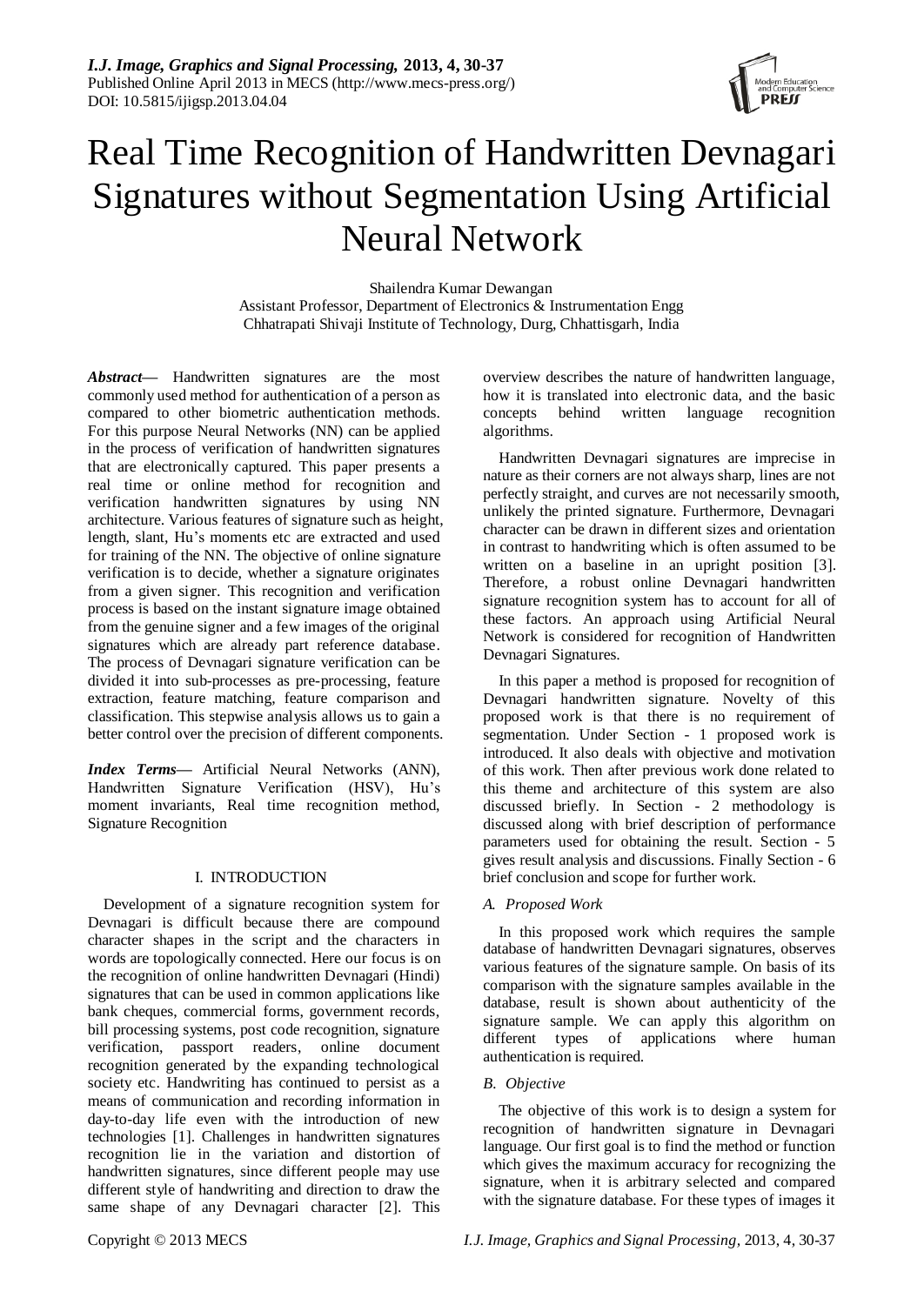# Real Time Recognition of Handwritten Devnagari Signatures without Segmentation Using Artificial Neural Network

Shailendra Kumar Dewangan
Assistant Professor, Department of Electronics & Instrumentation Engg
Chhatrapati Shivaji Institute of Technology, Durg, Chhattisgarh, India

***Abstract*—** Handwritten signatures are the most commonly used method for authentication of a person as compared to other biometric authentication methods. For this purpose Neural Networks (NN) can be applied in the process of verification of handwritten signatures that are electronically captured. This paper presents a real time or online method for recognition and verification handwritten signatures by using NN architecture. Various features of signature such as height, length, slant, Hu's moments etc are extracted and used for training of the NN. The objective of online signature verification is to decide, whether a signature originates from a given signer. This recognition and verification process is based on the instant signature image obtained from the genuine signer and a few images of the original signatures which are already part reference database. The process of Devnagari signature verification can be divided it into sub-processes as pre-processing, feature extraction, feature matching, feature comparison and classification. This stepwise analysis allows us to gain a better control over the precision of different components.

***Index Terms*—** Artificial Neural Networks (ANN), Handwritten Signature Verification (HSV), Hu's moment invariants, Real time recognition method, Signature Recognition

## I. INTRODUCTION

Development of a signature recognition system for Devnagari is difficult because there are compound character shapes in the script and the characters in words are topologically connected. Here our focus is on the recognition of online handwritten Devnagari (Hindi) signatures that can be used in common applications like bank cheques, commercial forms, government records, bill processing systems, post code recognition, signature verification, passport readers, online document recognition generated by the expanding technological society etc. Handwriting has continued to persist as a means of communication and recording information in day-to-day life even with the introduction of new technologies [1]. Challenges in handwritten signatures recognition lie in the variation and distortion of handwritten signatures, since different people may use different style of handwriting and direction to draw the same shape of any Devnagari character [2]. This overview describes the nature of handwritten language, how it is translated into electronic data, and the basic concepts behind written language recognition algorithms.

Handwritten Devnagari signatures are imprecise in nature as their corners are not always sharp, lines are not perfectly straight, and curves are not necessarily smooth, unlikely the printed signature. Furthermore, Devnagari character can be drawn in different sizes and orientation in contrast to handwriting which is often assumed to be written on a baseline in an upright position [3]. Therefore, a robust online Devnagari handwritten signature recognition system has to account for all of these factors. An approach using Artificial Neural Network is considered for recognition of Handwritten Devnagari Signatures.

In this paper a method is proposed for recognition of Devnagari handwritten signature. Novelty of this proposed work is that there is no requirement of segmentation. Under Section - 1 proposed work is introduced. It also deals with objective and motivation of this work. Then after previous work done related to this theme and architecture of this system are also discussed briefly. In Section - 2 methodology is discussed along with brief description of performance parameters used for obtaining the result. Section - 5 gives result analysis and discussions. Finally Section - 6 brief conclusion and scope for further work.

### *A. Proposed Work*

In this proposed work which requires the sample database of handwritten Devnagari signatures, observes various features of the signature sample. On basis of its comparison with the signature samples available in the database, result is shown about authenticity of the signature sample. We can apply this algorithm on different types of applications where human authentication is required.

### *B. Objective*

The objective of this work is to design a system for recognition of handwritten signature in Devnagari language. Our first goal is to find the method or function which gives the maximum accuracy for recognizing the signature, when it is arbitrary selected and compared with the signature database. For these types of images it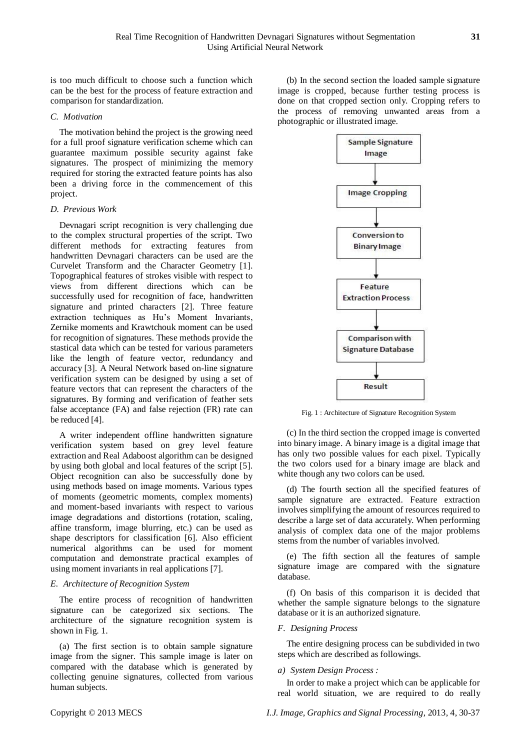is too much difficult to choose such a function which can be the best for the process of feature extraction and comparison for standardization.

### C. Motivation

The motivation behind the project is the growing need for a full proof signature verification scheme which can guarantee maximum possible security against fake signatures. The prospect of minimizing the memory required for storing the extracted feature points has also been a driving force in the commencement of this project.

### D. Previous Work

Devnagari script recognition is very challenging due to the complex structural properties of the script. Two different methods for extracting features from handwritten Devnagari characters can be used are the Curvelet Transform and the Character Geometry [1]. Topographical features of strokes visible with respect to views from different directions which can be successfully used for recognition of face, handwritten signature and printed characters [2]. Three feature extraction techniques as Hu's Moment Invariants, Zernike moments and Krawtchouk moment can be used for recognition of signatures. These methods provide the stastical data which can be tested for various parameters like the length of feature vector, redundancy and accuracy [3]. A Neural Network based on-line signature verification system can be designed by using a set of feature vectors that can represent the characters of the signatures. By forming and verification of feather sets false acceptance (FA) and false rejection (FR) rate can be reduced [4].

A writer independent offline handwritten signature verification system based on grey level feature extraction and Real Adaboost algorithm can be designed by using both global and local features of the script [5]. Object recognition can also be successfully done by using methods based on image moments. Various types of moments (geometric moments, complex moments) and moment-based invariants with respect to various image degradations and distortions (rotation, scaling, affine transform, image blurring, etc.) can be used as shape descriptors for classification [6]. Also efficient numerical algorithms can be used for moment computation and demonstrate practical examples of using moment invariants in real applications [7].

### E. Architecture of Recognition System

The entire process of recognition of handwritten signature can be categorized six sections. The architecture of the signature recognition system is shown in Fig. 1.

(a) The first section is to obtain sample signature image from the signer. This sample image is later on compared with the database which is generated by collecting genuine signatures, collected from various human subjects.

(b) In the second section the loaded sample signature image is cropped, because further testing process is done on that cropped section only. Cropping refers to the process of removing unwanted areas from a photographic or illustrated image.

Sample Signature Image

Image Cropping

Conversion to Binary Image

Feature Extraction Process

Comparison with Signature Database

Result

Fig. 1 : Architecture of Signature Recognition System

(c) In the third section the cropped image is converted into binary image. A binary image is a digital image that has only two possible values for each pixel. Typically the two colors used for a binary image are black and white though any two colors can be used.

(d) The fourth section all the specified features of sample signature are extracted. Feature extraction involves simplifying the amount of resources required to describe a large set of data accurately. When performing analysis of complex data one of the major problems stems from the number of variables involved.

(e) The fifth section all the features of sample signature image are compared with the signature database.

(f) On basis of this comparison it is decided that whether the sample signature belongs to the signature database or it is an authorized signature.

### F. Designing Process

The entire designing process can be subdivided in two steps which are described as followings.

*a) System Design Process :*

In order to make a project which can be applicable for real world situation, we are required to do really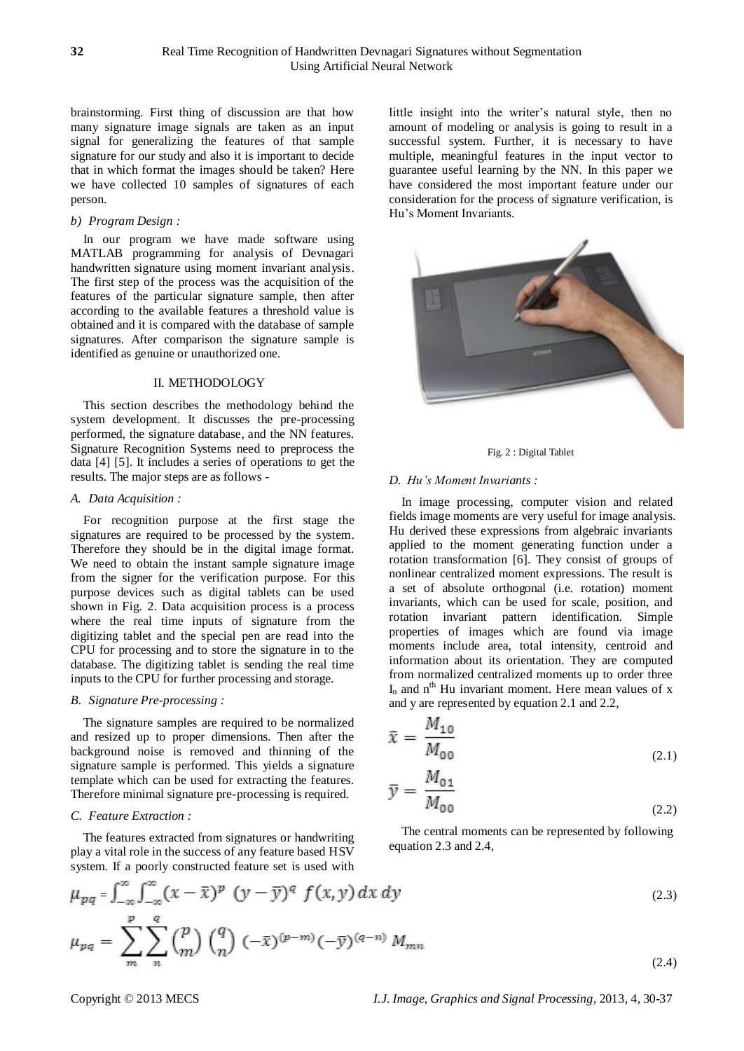brainstorming. First thing of discussion are that how many signature image signals are taken as an input signal for generalizing the features of that sample signature for our study and also it is important to decide that in which format the images should be taken? Here we have collected 10 samples of signatures of each person.

*b) Program Design :*

In our program we have made software using MATLAB programming for analysis of Devnagari handwritten signature using moment invariant analysis. The first step of the process was the acquisition of the features of the particular signature sample, then after according to the available features a threshold value is obtained and it is compared with the database of sample signatures. After comparison the signature sample is identified as genuine or unauthorized one.

## II. METHODOLOGY

This section describes the methodology behind the system development. It discusses the pre-processing performed, the signature database, and the NN features. Signature Recognition Systems need to preprocess the data [4] [5]. It includes a series of operations to get the results. The major steps are as follows -

### *A. Data Acquisition :*

For recognition purpose at the first stage the signatures are required to be processed by the system. Therefore they should be in the digital image format. We need to obtain the instant sample signature image from the signer for the verification purpose. For this purpose devices such as digital tablets can be used shown in Fig. 2. Data acquisition process is a process where the real time inputs of signature from the digitizing tablet and the special pen are read into the CPU for processing and to store the signature in to the database. The digitizing tablet is sending the real time inputs to the CPU for further processing and storage.

### *B. Signature Pre-processing :*

The signature samples are required to be normalized and resized up to proper dimensions. Then after the background noise is removed and thinning of the signature sample is performed. This yields a signature template which can be used for extracting the features. Therefore minimal signature pre-processing is required.

### *C. Feature Extraction :*

The features extracted from signatures or handwriting play a vital role in the success of any feature based HSV system. If a poorly constructed feature set is used with little insight into the writer's natural style, then no amount of modeling or analysis is going to result in a successful system. Further, it is necessary to have multiple, meaningful features in the input vector to guarantee useful learning by the NN. In this paper we have considered the most important feature under our consideration for the process of signature verification, is Hu's Moment Invariants.

Fig. 2 : Digital Tablet

### *D. Hu's Moment Invariants :*

In image processing, computer vision and related fields image moments are very useful for image analysis. Hu derived these expressions from algebraic invariants applied to the moment generating function under a rotation transformation [6]. They consist of groups of nonlinear centralized moment expressions. The result is a set of absolute orthogonal (i.e. rotation) moment invariants, which can be used for scale, position, and rotation invariant pattern identification. Simple properties of images which are found via image moments include area, total intensity, centroid and information about its orientation. They are computed from normalized centralized moments up to order three $I_n$ and $n^{th}$ Hu invariant moment. Here mean values of x and y are represented by equation 2.1 and 2.2,

$$\bar{x} = \frac{M_{10}}{M_{00}} \tag{2.1}$$

$$\bar{y} = \frac{M_{01}}{M_{00}} \tag{2.2}$$

The central moments can be represented by following equation 2.3 and 2.4,

$$\mu_{pq} = \int_{-\infty}^{\infty}\int_{-\infty}^{\infty}(x-\bar{x})^p \ (y-\bar{y})^q \ f(x,y)\, dx\, dy \tag{2.3}$$

$$\mu_{pq} = \sum_{m}^{p}\sum_{n}^{q}\binom{p}{m}\binom{q}{n}\ (-\bar{x})^{(p-m)}(-\bar{y})^{(q-n)}\ M_{mn} \tag{2.4}$$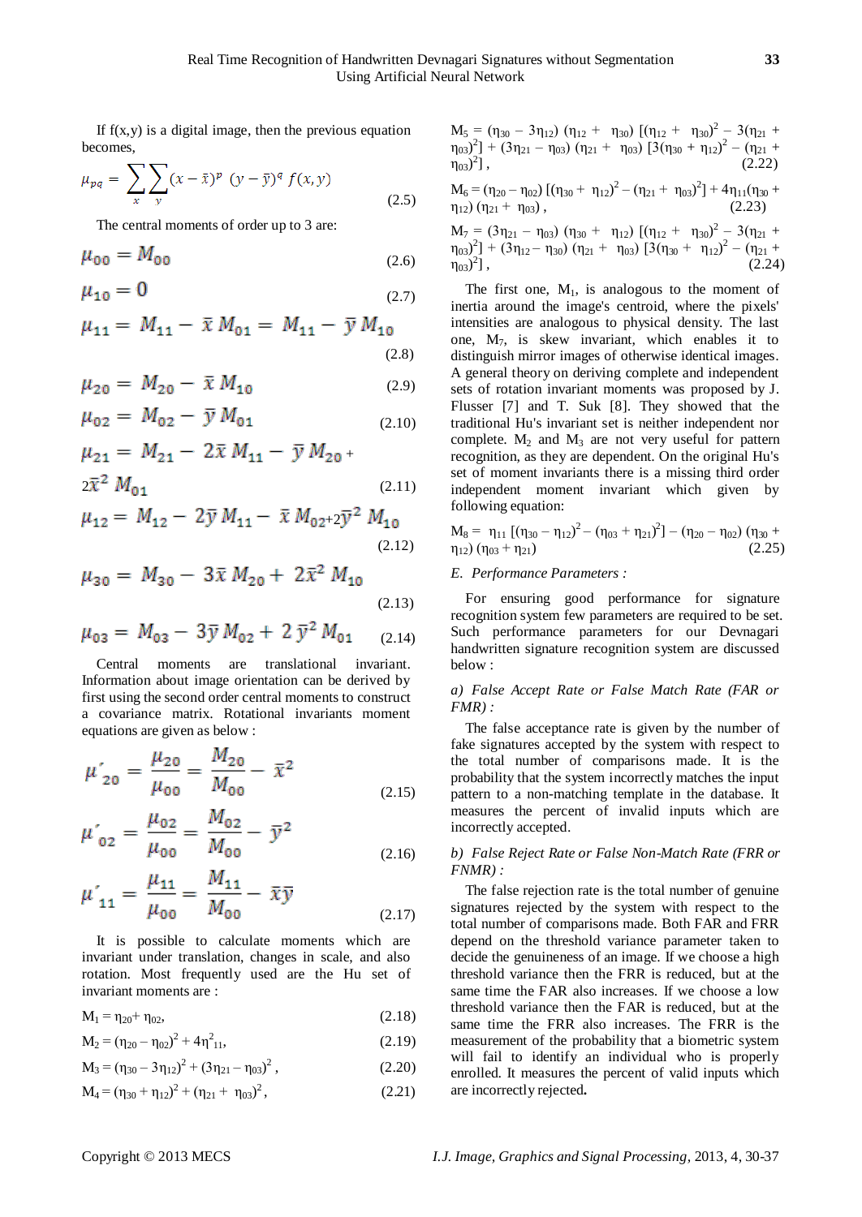If f(x,y) is a digital image, then the previous equation becomes,

$$\mu_{pq} = \sum_x \sum_y (x - \bar{x})^p \ (y - \bar{y})^q \ f(x,y) \tag{2.5}$$

The central moments of order up to 3 are:

$$\mu_{00} = M_{00} \tag{2.6}$$

$$\mu_{10} = 0 \tag{2.7}$$

$$\mu_{11} = M_{11} - \bar{x}\, M_{01} = M_{11} - \bar{y}\, M_{10} \tag{2.8}$$

$$\mu_{20} = M_{20} - \bar{x}\, M_{10} \tag{2.9}$$

$$\mu_{02} = M_{02} - \bar{y}\, M_{01} \tag{2.10}$$

$$\mu_{21} = M_{21} - 2\bar{x}\, M_{11} - \bar{y}\, M_{20} + 2\bar{x}^2\, M_{01} \tag{2.11}$$

$$\mu_{12} = M_{12} - 2\bar{y}\, M_{11} - \bar{x}\, M_{02} + 2\bar{y}^2\, M_{10} \tag{2.12}$$

$$\mu_{30} = M_{30} - 3\bar{x}\, M_{20} + 2\bar{x}^2\, M_{10} \tag{2.13}$$

$$\mu_{03} = M_{03} - 3\bar{y}\, M_{02} + 2\,\bar{y}^2\, M_{01} \tag{2.14}$$

Central moments are translational invariant. Information about image orientation can be derived by first using the second order central moments to construct a covariance matrix. Rotational invariants moment equations are given as below :

$$\mu'_{20} = \frac{\mu_{20}}{\mu_{00}} = \frac{M_{20}}{M_{00}} - \bar{x}^2 \tag{2.15}$$

$$\mu'_{02} = \frac{\mu_{02}}{\mu_{00}} = \frac{M_{02}}{M_{00}} - \bar{y}^2 \tag{2.16}$$

$$\mu'_{11} = \frac{\mu_{11}}{\mu_{00}} = \frac{M_{11}}{M_{00}} - \bar{x}\bar{y} \tag{2.17}$$

It is possible to calculate moments which are invariant under translation, changes in scale, and also rotation. Most frequently used are the Hu set of invariant moments are :

$$M_1 = \eta_{20} + \eta_{02}, \tag{2.18}$$

$$M_2 = (\eta_{20} - \eta_{02})^2 + 4\eta^2_{11}, \tag{2.19}$$

$$M_3 = (\eta_{30} - 3\eta_{12})^2 + (3\eta_{21} - \eta_{03})^2, \tag{2.20}$$

$$M_4 = (\eta_{30} + \eta_{12})^2 + (\eta_{21} + \eta_{03})^2, \tag{2.21}$$

$$M_5 = (\eta_{30} - 3\eta_{12})(\eta_{12} + \eta_{30})[(\eta_{12} + \eta_{30})^2 - 3(\eta_{21} + \eta_{03})^2] + (3\eta_{21} - \eta_{03})(\eta_{21} + \eta_{03})[3(\eta_{30} + \eta_{12})^2 - (\eta_{21} + \eta_{03})^2], \tag{2.22}$$

$$M_6 = (\eta_{20} - \eta_{02})[(\eta_{30} + \eta_{12})^2 - (\eta_{21} + \eta_{03})^2] + 4\eta_{11}(\eta_{30} + \eta_{12})(\eta_{21} + \eta_{03}), \tag{2.23}$$

$$M_7 = (3\eta_{21} - \eta_{03})(\eta_{30} + \eta_{12})[(\eta_{12} + \eta_{30})^2 - 3(\eta_{21} + \eta_{03})^2] + (3\eta_{12} - \eta_{30})(\eta_{21} + \eta_{03})[3(\eta_{30} + \eta_{12})^2 - (\eta_{21} + \eta_{03})^2], \tag{2.24}$$

The first one, $M_1$, is analogous to the moment of inertia around the image's centroid, where the pixels' intensities are analogous to physical density. The last one, $M_7$, is skew invariant, which enables it to distinguish mirror images of otherwise identical images. A general theory on deriving complete and independent sets of rotation invariant moments was proposed by J. Flusser [7] and T. Suk [8]. They showed that the traditional Hu's invariant set is neither independent nor complete. $M_2$ and $M_3$ are not very useful for pattern recognition, as they are dependent. On the original Hu's set of moment invariants there is a missing third order independent moment invariant which given by following equation:

$$M_8 = \eta_{11}[(\eta_{30} - \eta_{12})^2 - (\eta_{03} + \eta_{21})^2] - (\eta_{20} - \eta_{02})(\eta_{30} + \eta_{12})(\eta_{03} + \eta_{21}) \tag{2.25}$$

### *E. Performance Parameters :*

For ensuring good performance for signature recognition system few parameters are required to be set. Such performance parameters for our Devnagari handwritten signature recognition system are discussed below :

*a) False Accept Rate or False Match Rate (FAR or FMR) :*

The false acceptance rate is given by the number of fake signatures accepted by the system with respect to the total number of comparisons made. It is the probability that the system incorrectly matches the input pattern to a non-matching template in the database. It measures the percent of invalid inputs which are incorrectly accepted.

*b) False Reject Rate or False Non-Match Rate (FRR or FNMR) :*

The false rejection rate is the total number of genuine signatures rejected by the system with respect to the total number of comparisons made. Both FAR and FRR depend on the threshold variance parameter taken to decide the genuineness of an image. If we choose a high threshold variance then the FRR is reduced, but at the same time the FAR also increases. If we choose a low threshold variance then the FAR is reduced, but at the same time the FRR also increases. The FRR is the measurement of the probability that a biometric system will fail to identify an individual who is properly enrolled. It measures the percent of valid inputs which are incorrectly rejected.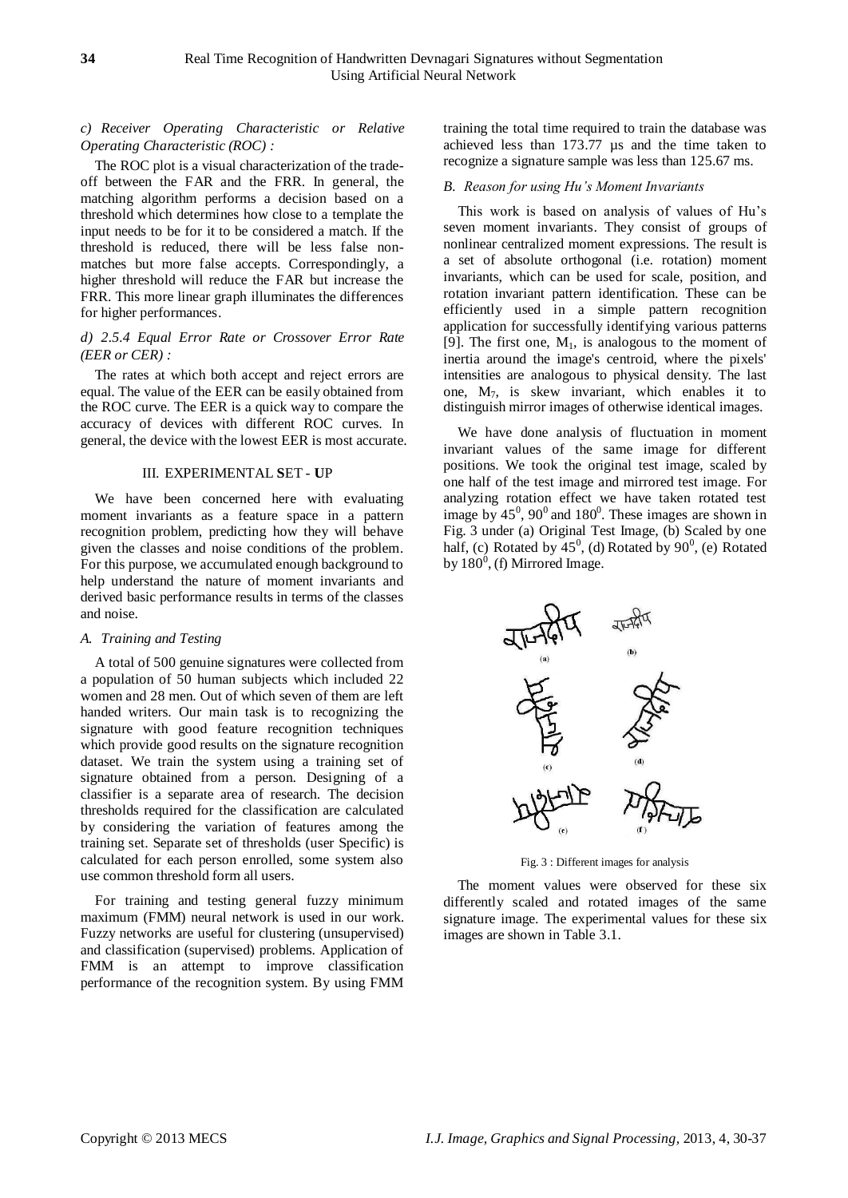*c) Receiver Operating Characteristic or Relative Operating Characteristic (ROC) :*

The ROC plot is a visual characterization of the trade-off between the FAR and the FRR. In general, the matching algorithm performs a decision based on a threshold which determines how close to a template the input needs to be for it to be considered a match. If the threshold is reduced, there will be less false non-matches but more false accepts. Correspondingly, a higher threshold will reduce the FAR but increase the FRR. This more linear graph illuminates the differences for higher performances.

*d) 2.5.4 Equal Error Rate or Crossover Error Rate (EER or CER) :*

The rates at which both accept and reject errors are equal. The value of the EER can be easily obtained from the ROC curve. The EER is a quick way to compare the accuracy of devices with different ROC curves. In general, the device with the lowest EER is most accurate.

## III. EXPERIMENTAL SET - UP

We have been concerned here with evaluating moment invariants as a feature space in a pattern recognition problem, predicting how they will behave given the classes and noise conditions of the problem. For this purpose, we accumulated enough background to help understand the nature of moment invariants and derived basic performance results in terms of the classes and noise.

### *A. Training and Testing*

A total of 500 genuine signatures were collected from a population of 50 human subjects which included 22 women and 28 men. Out of which seven of them are left handed writers. Our main task is to recognizing the signature with good feature recognition techniques which provide good results on the signature recognition dataset. We train the system using a training set of signature obtained from a person. Designing of a classifier is a separate area of research. The decision thresholds required for the classification are calculated by considering the variation of features among the training set. Separate set of thresholds (user Specific) is calculated for each person enrolled, some system also use common threshold form all users.

For training and testing general fuzzy minimum maximum (FMM) neural network is used in our work. Fuzzy networks are useful for clustering (unsupervised) and classification (supervised) problems. Application of FMM is an attempt to improve classification performance of the recognition system. By using FMM training the total time required to train the database was achieved less than 173.77 µs and the time taken to recognize a signature sample was less than 125.67 ms.

### *B. Reason for using Hu's Moment Invariants*

This work is based on analysis of values of Hu's seven moment invariants. They consist of groups of nonlinear centralized moment expressions. The result is a set of absolute orthogonal (i.e. rotation) moment invariants, which can be used for scale, position, and rotation invariant pattern identification. These can be efficiently used in a simple pattern recognition application for successfully identifying various patterns [9]. The first one, $M_1$, is analogous to the moment of inertia around the image's centroid, where the pixels' intensities are analogous to physical density. The last one, $M_7$, is skew invariant, which enables it to distinguish mirror images of otherwise identical images.

We have done analysis of fluctuation in moment invariant values of the same image for different positions. We took the original test image, scaled by one half of the test image and mirrored test image. For analyzing rotation effect we have taken rotated test image by $45^0$, $90^0$ and $180^0$. These images are shown in Fig. 3 under (a) Original Test Image, (b) Scaled by one half, (c) Rotated by $45^0$, (d) Rotated by $90^0$, (e) Rotated by $180^0$, (f) Mirrored Image.

(a)

(b)

(c)

(d)

(e)

(f)

Fig. 3 : Different images for analysis

The moment values were observed for these six differently scaled and rotated images of the same signature image. The experimental values for these six images are shown in Table 3.1.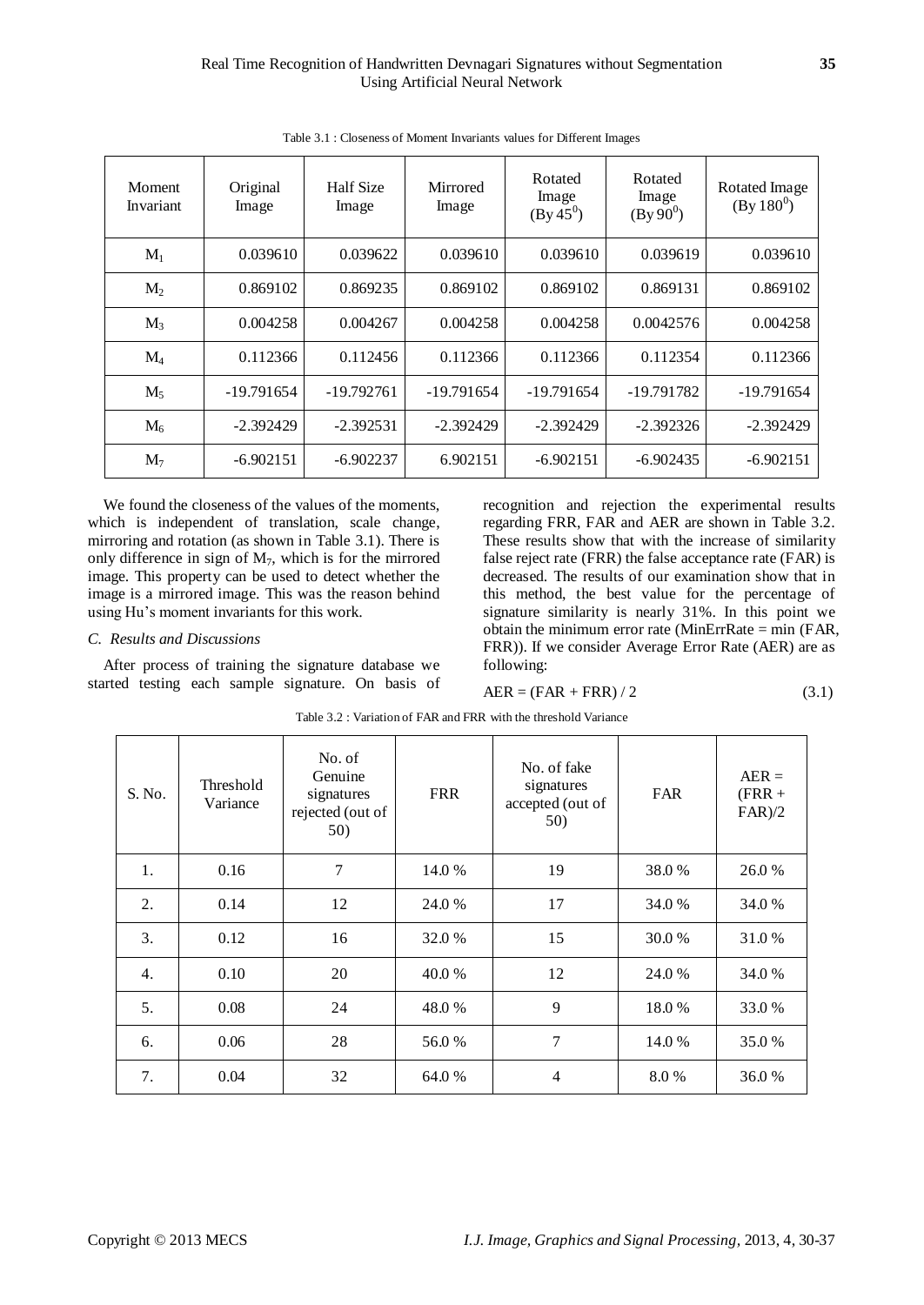Table 3.1 : Closeness of Moment Invariants values for Different Images

| Moment Invariant | Original Image | Half Size Image | Mirrored Image | Rotated Image (By $45^0$) | Rotated Image (By $90^0$) | Rotated Image (By $180^0$) |
|---|---|---|---|---|---|---|
| $M_1$ | 0.039610 | 0.039622 | 0.039610 | 0.039610 | 0.039619 | 0.039610 |
| $M_2$ | 0.869102 | 0.869235 | 0.869102 | 0.869102 | 0.869131 | 0.869102 |
| $M_3$ | 0.004258 | 0.004267 | 0.004258 | 0.004258 | 0.0042576 | 0.004258 |
| $M_4$ | 0.112366 | 0.112456 | 0.112366 | 0.112366 | 0.112354 | 0.112366 |
| $M_5$ | -19.791654 | -19.792761 | -19.791654 | -19.791654 | -19.791782 | -19.791654 |
| $M_6$ | -2.392429 | -2.392531 | -2.392429 | -2.392429 | -2.392326 | -2.392429 |
| $M_7$ | -6.902151 | -6.902237 | 6.902151 | -6.902151 | -6.902435 | -6.902151 |

We found the closeness of the values of the moments, which is independent of translation, scale change, mirroring and rotation (as shown in Table 3.1). There is only difference in sign of $M_7$, which is for the mirrored image. This property can be used to detect whether the image is a mirrored image. This was the reason behind using Hu's moment invariants for this work.

### *C. Results and Discussions*

After process of training the signature database we started testing each sample signature. On basis of recognition and rejection the experimental results regarding FRR, FAR and AER are shown in Table 3.2. These results show that with the increase of similarity false reject rate (FRR) the false acceptance rate (FAR) is decreased. The results of our examination show that in this method, the best value for the percentage of signature similarity is nearly 31%. In this point we obtain the minimum error rate (MinErrRate = min (FAR, FRR)). If we consider Average Error Rate (AER) are as following:

$$AER = (FAR + FRR) / 2 \tag{3.1}$$

Table 3.2 : Variation of FAR and FRR with the threshold Variance

| S. No. | Threshold Variance | No. of Genuine signatures rejected (out of 50) | FRR | No. of fake signatures accepted (out of 50) | FAR | AER = (FRR + FAR)/2 |
|---|---|---|---|---|---|---|
| 1. | 0.16 | 7 | 14.0 % | 19 | 38.0 % | 26.0 % |
| 2. | 0.14 | 12 | 24.0 % | 17 | 34.0 % | 34.0 % |
| 3. | 0.12 | 16 | 32.0 % | 15 | 30.0 % | 31.0 % |
| 4. | 0.10 | 20 | 40.0 % | 12 | 24.0 % | 34.0 % |
| 5. | 0.08 | 24 | 48.0 % | 9 | 18.0 % | 33.0 % |
| 6. | 0.06 | 28 | 56.0 % | 7 | 14.0 % | 35.0 % |
| 7. | 0.04 | 32 | 64.0 % | 4 | 8.0 % | 36.0 % |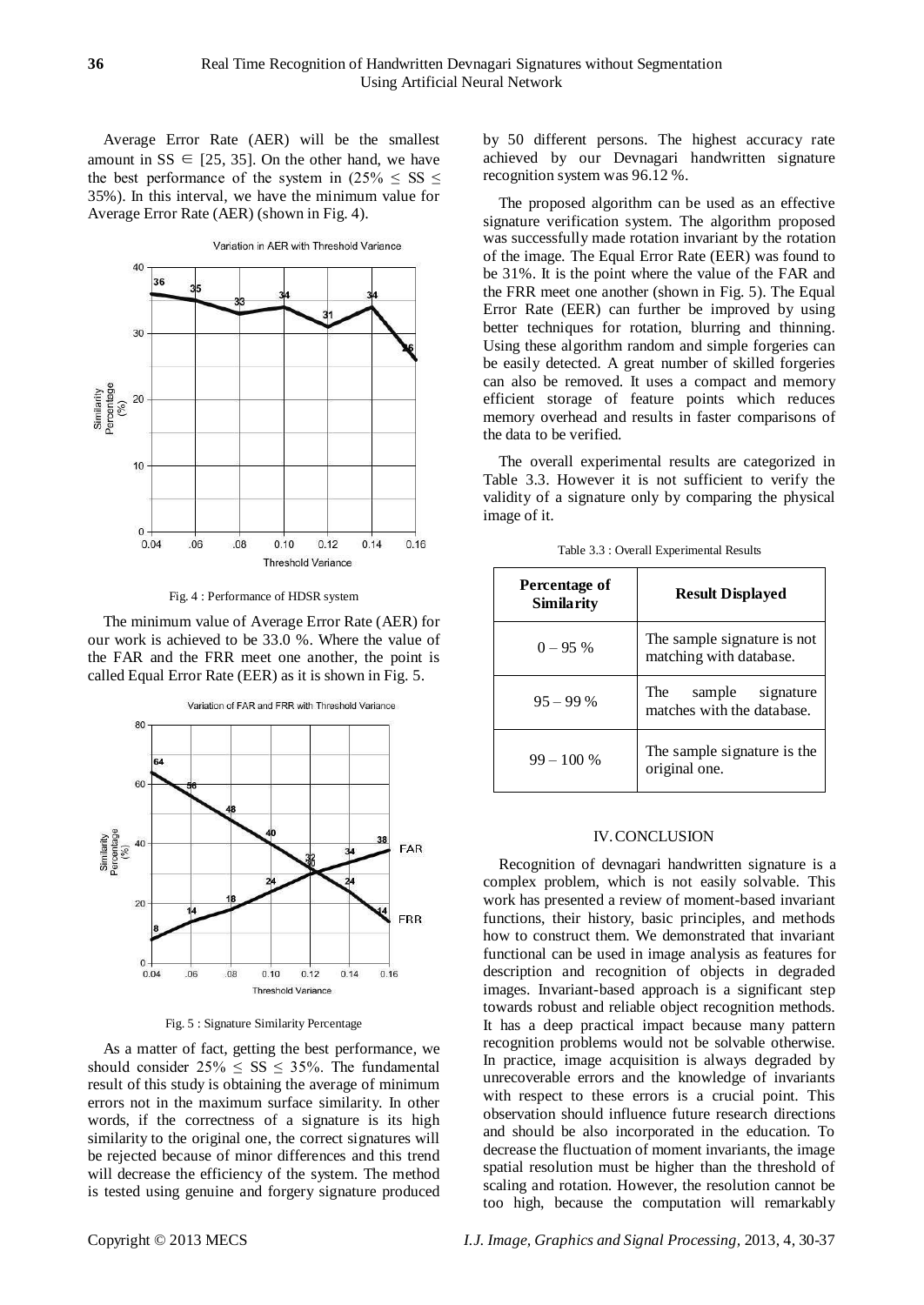Average Error Rate (AER) will be the smallest amount in SS $\in$ [25, 35]. On the other hand, we have the best performance of the system in (25% $\leq$ SS $\leq$ 35%). In this interval, we have the minimum value for Average Error Rate (AER) (shown in Fig. 4).

Variation in AER with Threshold Variance

Similarity Percentage (%)

Threshold Variance

0.04 .06 .08 0.10 0.12 0.14 0.16

36 35 33 34 31 34 26

Fig. 4 : Performance of HDSR system

The minimum value of Average Error Rate (AER) for our work is achieved to be 33.0 %. Where the value of the FAR and the FRR meet one another, the point is called Equal Error Rate (EER) as it is shown in Fig. 5.

Variation of FAR and FRR with Threshold Variance

Similarity Percentage (%)

Threshold Variance

0.04 .06 .08 0.10 0.12 0.14 0.16

FAR

FRR

64 56 48 40 32 30 24 14

8 14 18 24 34 38

Fig. 5 : Signature Similarity Percentage

As a matter of fact, getting the best performance, we should consider 25% $\leq$ SS $\leq$ 35%. The fundamental result of this study is obtaining the average of minimum errors not in the maximum surface similarity. In other words, if the correctness of a signature is its high similarity to the original one, the correct signatures will be rejected because of minor differences and this trend will decrease the efficiency of the system. The method is tested using genuine and forgery signature produced by 50 different persons. The highest accuracy rate achieved by our Devnagari handwritten signature recognition system was 96.12 %.

The proposed algorithm can be used as an effective signature verification system. The algorithm proposed was successfully made rotation invariant by the rotation of the image. The Equal Error Rate (EER) was found to be 31%. It is the point where the value of the FAR and the FRR meet one another (shown in Fig. 5). The Equal Error Rate (EER) can further be improved by using better techniques for rotation, blurring and thinning. Using these algorithm random and simple forgeries can be easily detected. A great number of skilled forgeries can also be removed. It uses a compact and memory efficient storage of feature points which reduces memory overhead and results in faster comparisons of the data to be verified.

The overall experimental results are categorized in Table 3.3. However it is not sufficient to verify the validity of a signature only by comparing the physical image of it.

Table 3.3 : Overall Experimental Results

| Percentage of Similarity | Result Displayed |
|---|---|
| 0 – 95 % | The sample signature is not matching with database. |
| 95 – 99 % | The sample signature matches with the database. |
| 99 – 100 % | The sample signature is the original one. |

## IV. CONCLUSION

Recognition of devnagari handwritten signature is a complex problem, which is not easily solvable. This work has presented a review of moment-based invariant functions, their history, basic principles, and methods how to construct them. We demonstrated that invariant functional can be used in image analysis as features for description and recognition of objects in degraded images. Invariant-based approach is a significant step towards robust and reliable object recognition methods. It has a deep practical impact because many pattern recognition problems would not be solvable otherwise. In practice, image acquisition is always degraded by unrecoverable errors and the knowledge of invariants with respect to these errors is a crucial point. This observation should influence future research directions and should be also incorporated in the education. To decrease the fluctuation of moment invariants, the image spatial resolution must be higher than the threshold of scaling and rotation. However, the resolution cannot be too high, because the computation will remarkably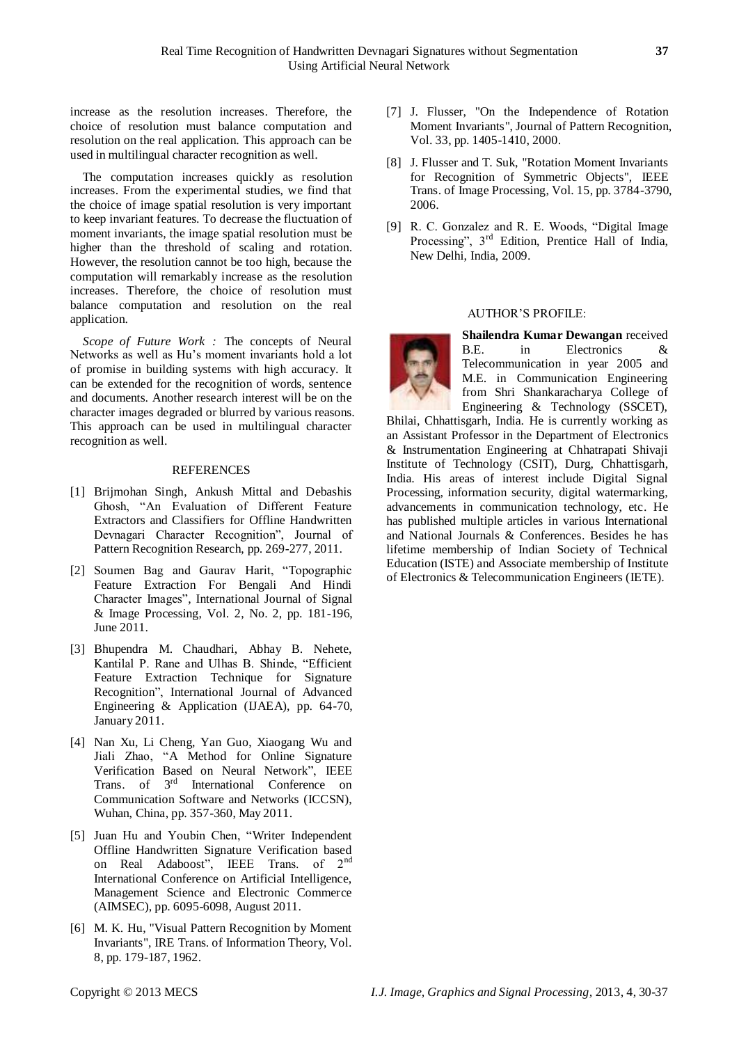increase as the resolution increases. Therefore, the choice of resolution must balance computation and resolution on the real application. This approach can be used in multilingual character recognition as well.

The computation increases quickly as resolution increases. From the experimental studies, we find that the choice of image spatial resolution is very important to keep invariant features. To decrease the fluctuation of moment invariants, the image spatial resolution must be higher than the threshold of scaling and rotation. However, the resolution cannot be too high, because the computation will remarkably increase as the resolution increases. Therefore, the choice of resolution must balance computation and resolution on the real application.

*Scope of Future Work :* The concepts of Neural Networks as well as Hu's moment invariants hold a lot of promise in building systems with high accuracy. It can be extended for the recognition of words, sentence and documents. Another research interest will be on the character images degraded or blurred by various reasons. This approach can be used in multilingual character recognition as well.

## REFERENCES

[1] Brijmohan Singh, Ankush Mittal and Debashis Ghosh, "An Evaluation of Different Feature Extractors and Classifiers for Offline Handwritten Devnagari Character Recognition", Journal of Pattern Recognition Research, pp. 269-277, 2011.

[2] Soumen Bag and Gaurav Harit, "Topographic Feature Extraction For Bengali And Hindi Character Images", International Journal of Signal & Image Processing, Vol. 2, No. 2, pp. 181-196, June 2011.

[3] Bhupendra M. Chaudhari, Abhay B. Nehete, Kantilal P. Rane and Ulhas B. Shinde, "Efficient Feature Extraction Technique for Signature Recognition", International Journal of Advanced Engineering & Application (IJAEA), pp. 64-70, January 2011.

[4] Nan Xu, Li Cheng, Yan Guo, Xiaogang Wu and Jiali Zhao, "A Method for Online Signature Verification Based on Neural Network", IEEE Trans. of 3rd International Conference on Communication Software and Networks (ICCSN), Wuhan, China, pp. 357-360, May 2011.

[5] Juan Hu and Youbin Chen, "Writer Independent Offline Handwritten Signature Verification based on Real Adaboost", IEEE Trans. of 2nd International Conference on Artificial Intelligence, Management Science and Electronic Commerce (AIMSEC), pp. 6095-6098, August 2011.

[6] M. K. Hu, "Visual Pattern Recognition by Moment Invariants", IRE Trans. of Information Theory, Vol. 8, pp. 179-187, 1962.

[7] J. Flusser, "On the Independence of Rotation Moment Invariants", Journal of Pattern Recognition, Vol. 33, pp. 1405-1410, 2000.

[8] J. Flusser and T. Suk, "Rotation Moment Invariants for Recognition of Symmetric Objects", IEEE Trans. of Image Processing, Vol. 15, pp. 3784-3790, 2006.

[9] R. C. Gonzalez and R. E. Woods, "Digital Image Processing", 3rd Edition, Prentice Hall of India, New Delhi, India, 2009.

## AUTHOR'S PROFILE:

**Shailendra Kumar Dewangan** received B.E. in Electronics & Telecommunication in year 2005 and M.E. in Communication Engineering from Shri Shankaracharya College of Engineering & Technology (SSCET), Bhilai, Chhattisgarh, India. He is currently working as an Assistant Professor in the Department of Electronics & Instrumentation Engineering at Chhatrapati Shivaji Institute of Technology (CSIT), Durg, Chhattisgarh, India. His areas of interest include Digital Signal Processing, information security, digital watermarking, advancements in communication technology, etc. He has published multiple articles in various International and National Journals & Conferences. Besides he has lifetime membership of Indian Society of Technical Education (ISTE) and Associate membership of Institute of Electronics & Telecommunication Engineers (IETE).